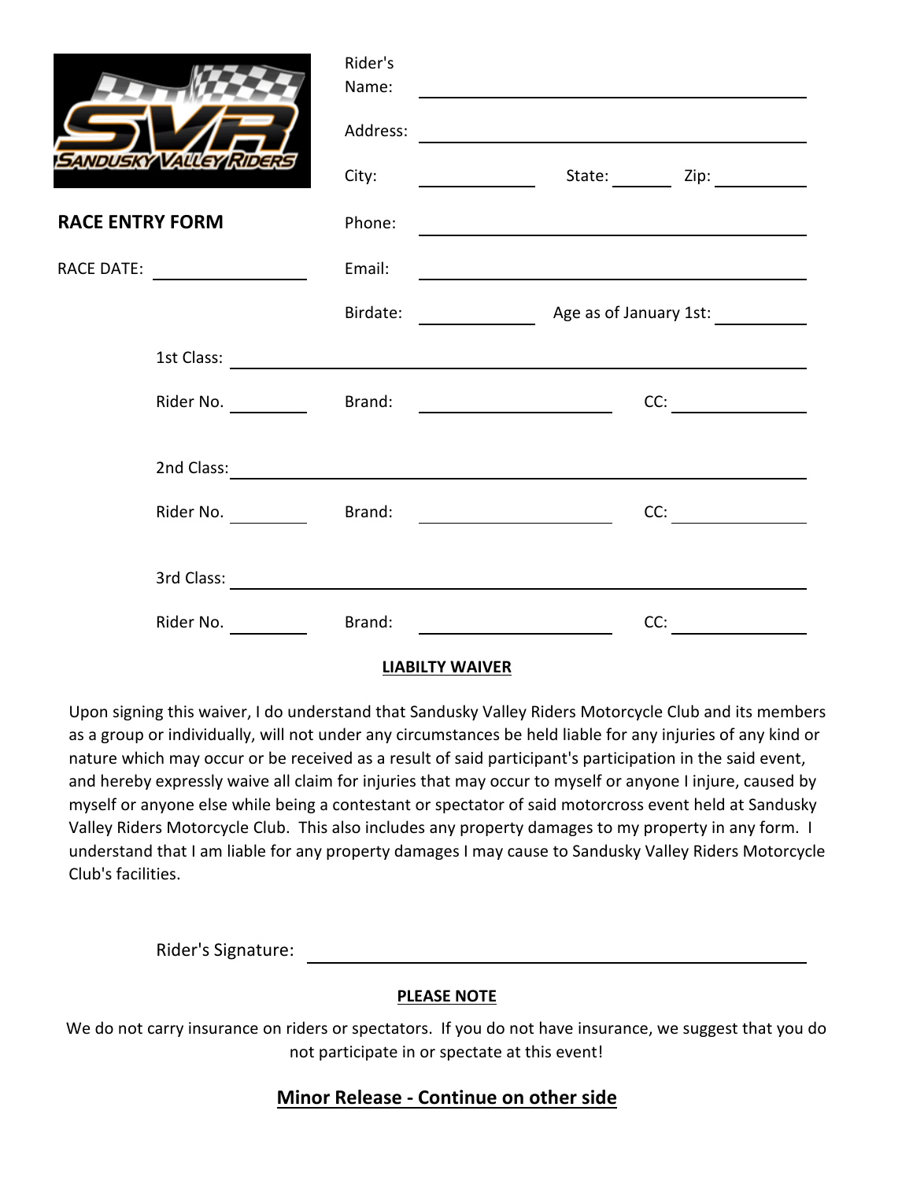SVR SANDUSKY VALLEY RIDERS

## RACE ENTRY FORM

RACE DATE: ____________________

Rider's Name: ________________________________________

Address: ________________________________________

City: ______________ State: ________ Zip: ____________

Phone: ________________________________________

Email: ________________________________________

Birdate: ______________ Age as of January 1st: ____________

1st Class: ________________________________________

Rider No. __________ Brand: ____________________ CC: ______________

2nd Class: ________________________________________

Rider No. __________ Brand: ____________________ CC: ______________

3rd Class: ________________________________________

Rider No. __________ Brand: ____________________ CC: ______________

**LIABILTY WAIVER**

Upon signing this waiver, I do understand that Sandusky Valley Riders Motorcycle Club and its members as a group or individually, will not under any circumstances be held liable for any injuries of any kind or nature which may occur or be received as a result of said participant's participation in the said event, and hereby expressly waive all claim for injuries that may occur to myself or anyone I injure, caused by myself or anyone else while being a contestant or spectator of said motorcross event held at Sandusky Valley Riders Motorcycle Club. This also includes any property damages to my property in any form. I understand that I am liable for any property damages I may cause to Sandusky Valley Riders Motorcycle Club's facilities.

Rider's Signature: ________________________________________

**PLEASE NOTE**

We do not carry insurance on riders or spectators. If you do not have insurance, we suggest that you do not participate in or spectate at this event!

**Minor Release - Continue on other side**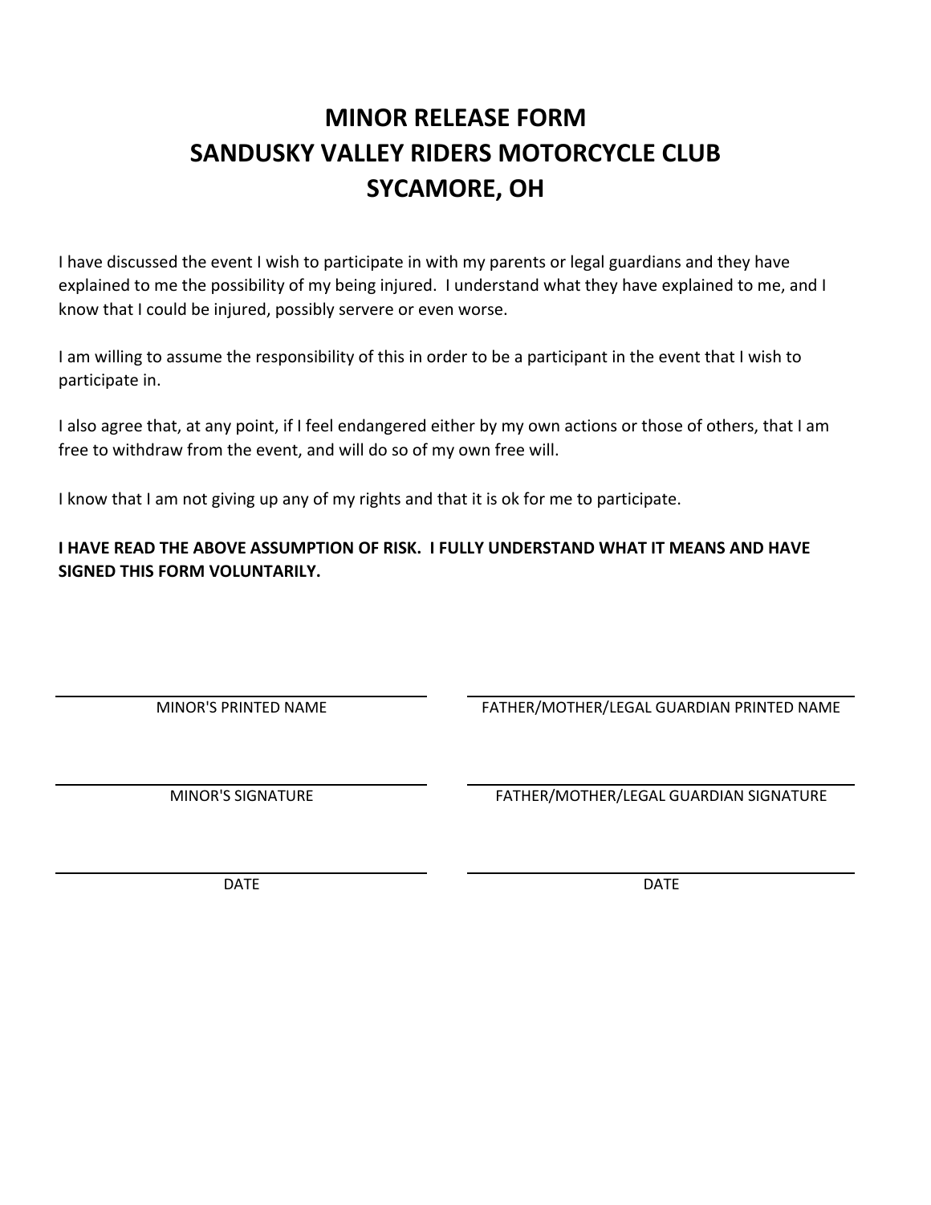# MINOR RELEASE FORM
# SANDUSKY VALLEY RIDERS MOTORCYCLE CLUB
# SYCAMORE, OH

I have discussed the event I wish to participate in with my parents or legal guardians and they have explained to me the possibility of my being injured. I understand what they have explained to me, and I know that I could be injured, possibly servere or even worse.

I am willing to assume the responsibility of this in order to be a participant in the event that I wish to participate in.

I also agree that, at any point, if I feel endangered either by my own actions or those of others, that I am free to withdraw from the event, and will do so of my own free will.

I know that I am not giving up any of my rights and that it is ok for me to participate.

**I HAVE READ THE ABOVE ASSUMPTION OF RISK. I FULLY UNDERSTAND WHAT IT MEANS AND HAVE SIGNED THIS FORM VOLUNTARILY.**

| | |
|---|---|
| MINOR'S PRINTED NAME | FATHER/MOTHER/LEGAL GUARDIAN PRINTED NAME |
| MINOR'S SIGNATURE | FATHER/MOTHER/LEGAL GUARDIAN SIGNATURE |
| DATE | DATE |